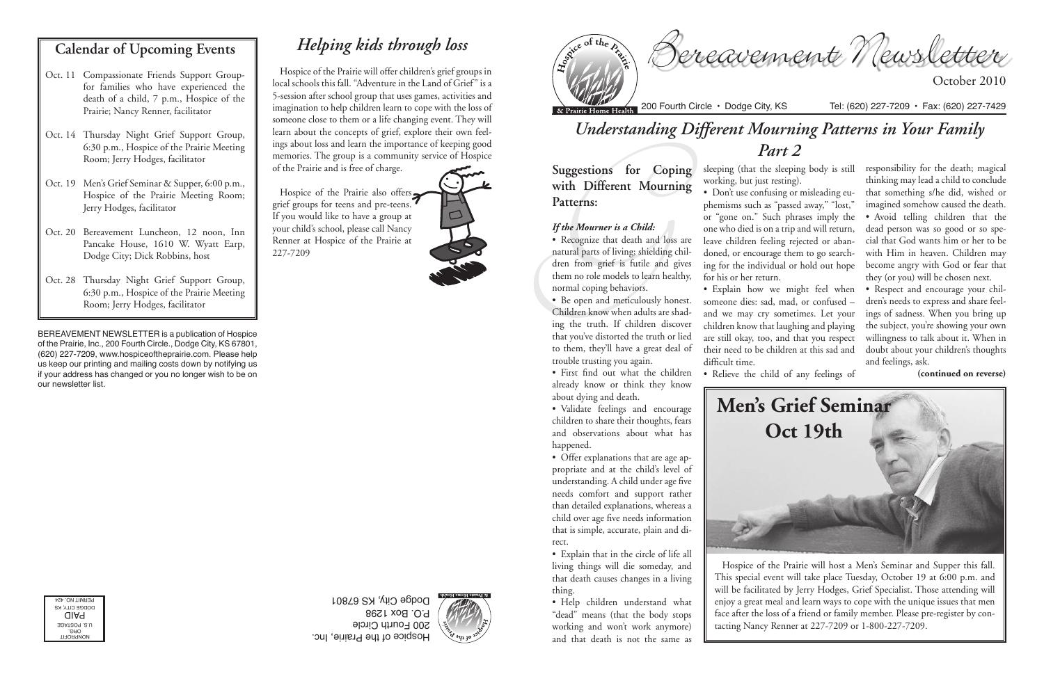## Calendar of Upcoming Events

- Oct. 11 Compassionate Friends Support Group-for families who have experienced the death of a child, 7 p.m., Hospice of the Prairie; Nancy Renner, facilitator
- Oct. 14 Thursday Night Grief Support Group, 6:30 p.m., Hospice of the Prairie Meeting Room; Jerry Hodges, facilitator
- Oct. 19 Men's Grief Seminar & Supper, 6:00 p.m., Hospice of the Prairie Meeting Room; Jerry Hodges, facilitator
- Oct. 20 Bereavement Luncheon, 12 noon, Inn Pancake House, 1610 W. Wyatt Earp, Dodge City; Dick Robbins, host
- Oct. 28 Thursday Night Grief Support Group, 6:30 p.m., Hospice of the Prairie Meeting Room; Jerry Hodges, facilitator

BEREAVEMENT NEWSLETTER is a publication of Hospice of the Prairie, Inc., 200 Fourth Circle., Dodge City, KS 67801, (620) 227-7209, www.hospiceoftheprairie.com. Please help us keep our printing and mailing costs down by notifying us if your address has changed or you no longer wish to be on our newsletter list.

## *Helping kids through loss*

Hospice of the Prairie will offer children's grief groups in local schools this fall. "Adventure in the Land of Grief" is a 5-session after school group that uses games, activities and imagination to help children learn to cope with the loss of someone close to them or a life changing event. They will learn about the concepts of grief, explore their own feelings about loss and learn the importance of keeping good memories. The group is a community service of Hospice of the Prairie and is free of charge.

Hospice of the Prairie also offers grief groups for teens and pre-teens. If you would like to have a group at your child's school, please call Nancy Renner at Hospice of the Prairie at 227-7209

Hospice of the Prairie, Inc.
200 Fourth Circle
P.O. Box 1298
Dodge City, KS 67801

NONPROFIT ORG.
U.S. POSTAGE
PAID
DODGE CITY, KS
PERMIT NO. 424

# Bereavement Newsletter

October 2010

Hospice of the Prairie & Prairie Home Health · 200 Fourth Circle • Dodge City, KS · Tel: (620) 227-7209 • Fax: (620) 227-7429

## *Understanding Different Mourning Patterns in Your Family Part 2*

### Suggestions for Coping with Different Mourning Patterns:

***If the Mourner is a Child:***

• Recognize that death and loss are natural parts of living; shielding children from grief is futile and gives them no role models to learn healthy, normal coping behaviors.

• Be open and meticulously honest. Children know when adults are shading the truth. If children discover that you've distorted the truth or lied to them, they'll have a great deal of trouble trusting you again.

• First find out what the children already know or think they know about dying and death.

• Validate feelings and encourage children to share their thoughts, fears and observations about what has happened.

• Offer explanations that are age appropriate and at the child's level of understanding. A child under age five needs comfort and support rather than detailed explanations, whereas a child over age five needs information that is simple, accurate, plain and direct.

• Explain that in the circle of life all living things will die someday, and that death causes changes in a living thing.

• Help children understand what "dead" means (that the body stops working and won't work anymore) and that death is not the same as sleeping (that the sleeping body is still working, but just resting).

• Don't use confusing or misleading euphemisms such as "passed away," "lost," or "gone on." Such phrases imply the one who died is on a trip and will return, leave children feeling rejected or abandoned, or encourage them to go searching for the individual or hold out hope for his or her return.

• Explain how we might feel when someone dies: sad, mad, or confused – and we may cry sometimes. Let your children know that laughing and playing are still okay, too, and that you respect their need to be children at this sad and difficult time.

• Relieve the child of any feelings of responsibility for the death; magical thinking may lead a child to conclude that something s/he did, wished or imagined somehow caused the death.

• Avoid telling children that the dead person was so good or so special that God wants him or her to be with Him in heaven. Children may become angry with God or fear that they (or you) will be chosen next.

• Respect and encourage your children's needs to express and share feelings of sadness. When you bring up the subject, you're showing your own willingness to talk about it. When in doubt about your children's thoughts and feelings, ask.

**(continued on reverse)**

## Men's Grief Seminar Oct 19th

Hospice of the Prairie will host a Men's Seminar and Supper this fall. This special event will take place Tuesday, October 19 at 6:00 p.m. and will be facilitated by Jerry Hodges, Grief Specialist. Those attending will enjoy a great meal and learn ways to cope with the unique issues that men face after the loss of a friend or family member. Please pre-register by contacting Nancy Renner at 227-7209 or 1-800-227-7209.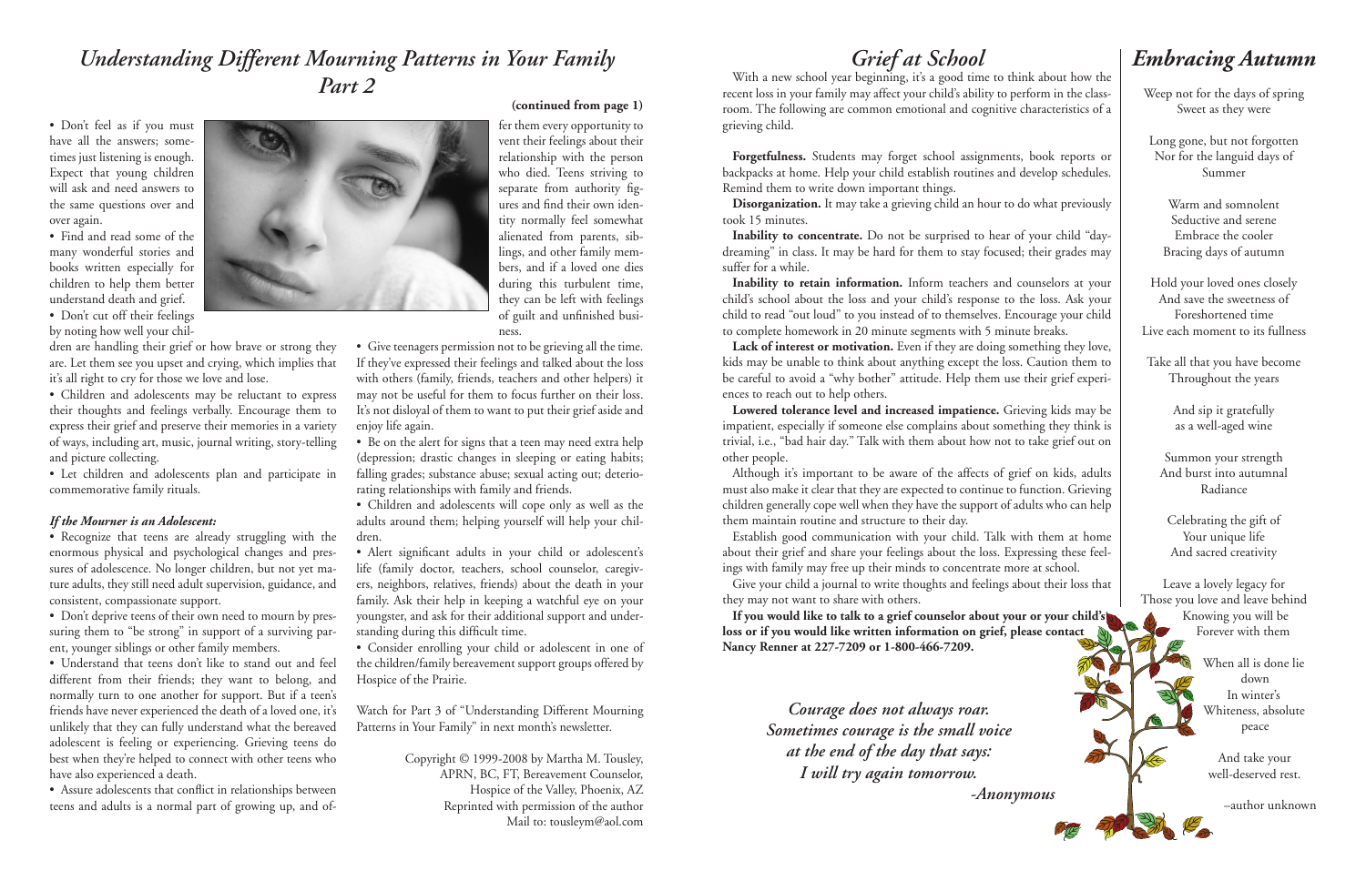# *Understanding Different Mourning Patterns in Your Family Part 2*

**(continued from page 1)**

- Don't feel as if you must have all the answers; sometimes just listening is enough. Expect that young children will ask and need answers to the same questions over and over again.
- Find and read some of the many wonderful stories and books written especially for children to help them better understand death and grief.
- Don't cut off their feelings by noting how well your children are handling their grief or how brave or strong they are. Let them see you upset and crying, which implies that it's all right to cry for those we love and lose.
- Children and adolescents may be reluctant to express their thoughts and feelings verbally. Encourage them to express their grief and preserve their memories in a variety of ways, including art, music, journal writing, story-telling and picture collecting.
- Let children and adolescents plan and participate in commemorative family rituals.

### *If the Mourner is an Adolescent:*

- Recognize that teens are already struggling with the enormous physical and psychological changes and pressures of adolescence. No longer children, but not yet mature adults, they still need adult supervision, guidance, and consistent, compassionate support.
- Don't deprive teens of their own need to mourn by pressuring them to "be strong" in support of a surviving parent, younger siblings or other family members.
- Understand that teens don't like to stand out and feel different from their friends; they want to belong, and normally turn to one another for support. But if a teen's friends have never experienced the death of a loved one, it's unlikely that they can fully understand what the bereaved adolescent is feeling or experiencing. Grieving teens do best when they're helped to connect with other teens who have also experienced a death.
- Assure adolescents that conflict in relationships between teens and adults is a normal part of growing up, and offer them every opportunity to vent their feelings about their relationship with the person who died. Teens striving to separate from authority figures and find their own identity normally feel somewhat alienated from parents, siblings, and other family members, and if a loved one dies during this turbulent time, they can be left with feelings of guilt and unfinished business.
- Give teenagers permission not to be grieving all the time. If they've expressed their feelings and talked about the loss with others (family, friends, teachers and other helpers) it may not be useful for them to focus further on their loss. It's not disloyal of them to want to put their grief aside and enjoy life again.
- Be on the alert for signs that a teen may need extra help (depression; drastic changes in sleeping or eating habits; falling grades; substance abuse; sexual acting out; deteriorating relationships with family and friends.
- Children and adolescents will cope only as well as the adults around them; helping yourself will help your children.
- Alert significant adults in your child or adolescent's life (family doctor, teachers, school counselor, caregivers, neighbors, relatives, friends) about the death in your family. Ask their help in keeping a watchful eye on your youngster, and ask for their additional support and understanding during this difficult time.
- Consider enrolling your child or adolescent in one of the children/family bereavement support groups offered by Hospice of the Prairie.

Watch for Part 3 of "Understanding Different Mourning Patterns in Your Family" in next month's newsletter.

Copyright © 1999-2008 by Martha M. Tousley, APRN, BC, FT, Bereavement Counselor, Hospice of the Valley, Phoenix, AZ
Reprinted with permission of the author
Mail to: tousleym@aol.com

# *Grief at School*

With a new school year beginning, it's a good time to think about how the recent loss in your family may affect your child's ability to perform in the classroom. The following are common emotional and cognitive characteristics of a grieving child.

**Forgetfulness.** Students may forget school assignments, book reports or backpacks at home. Help your child establish routines and develop schedules. Remind them to write down important things.

**Disorganization.** It may take a grieving child an hour to do what previously took 15 minutes.

**Inability to concentrate.** Do not be surprised to hear of your child "daydreaming" in class. It may be hard for them to stay focused; their grades may suffer for a while.

**Inability to retain information.** Inform teachers and counselors at your child's school about the loss and your child's response to the loss. Ask your child to read "out loud" to you instead of to themselves. Encourage your child to complete homework in 20 minute segments with 5 minute breaks.

**Lack of interest or motivation.** Even if they are doing something they love, kids may be unable to think about anything except the loss. Caution them to be careful to avoid a "why bother" attitude. Help them use their grief experiences to reach out to help others.

**Lowered tolerance level and increased impatience.** Grieving kids may be impatient, especially if someone else complains about something they think is trivial, i.e., "bad hair day." Talk with them about how not to take grief out on other people.

Although it's important to be aware of the affects of grief on kids, adults must also make it clear that they are expected to continue to function. Grieving children generally cope well when they have the support of adults who can help them maintain routine and structure to their day.

Establish good communication with your child. Talk with them at home about their grief and share your feelings about the loss. Expressing these feelings with family may free up their minds to concentrate more at school.

Give your child a journal to write thoughts and feelings about their loss that they may not want to share with others.

**If you would like to talk to a grief counselor about your or your child's loss or if you would like written information on grief, please contact Nancy Renner at 227-7209 or 1-800-466-7209.**

*Courage does not always roar.*
*Sometimes courage is the small voice*
*at the end of the day that says:*
*I will try again tomorrow.*
*-Anonymous*

# *Embracing Autumn*

Weep not for the days of spring
Sweet as they were

Long gone, but not forgotten
Nor for the languid days of
Summer

Warm and somnolent
Seductive and serene
Embrace the cooler
Bracing days of autumn

Hold your loved ones closely
And save the sweetness of
Foreshortened time
Live each moment to its fullness

Take all that you have become
Throughout the years

And sip it gratefully
as a well-aged wine

Summon your strength
And burst into autumnal
Radiance

Celebrating the gift of
Your unique life
And sacred creativity

Leave a lovely legacy for
Those you love and leave behind
Knowing you will be
Forever with them

When all is done lie
down
In winter's
Whiteness, absolute
peace

And take your
well-deserved rest.

–author unknown